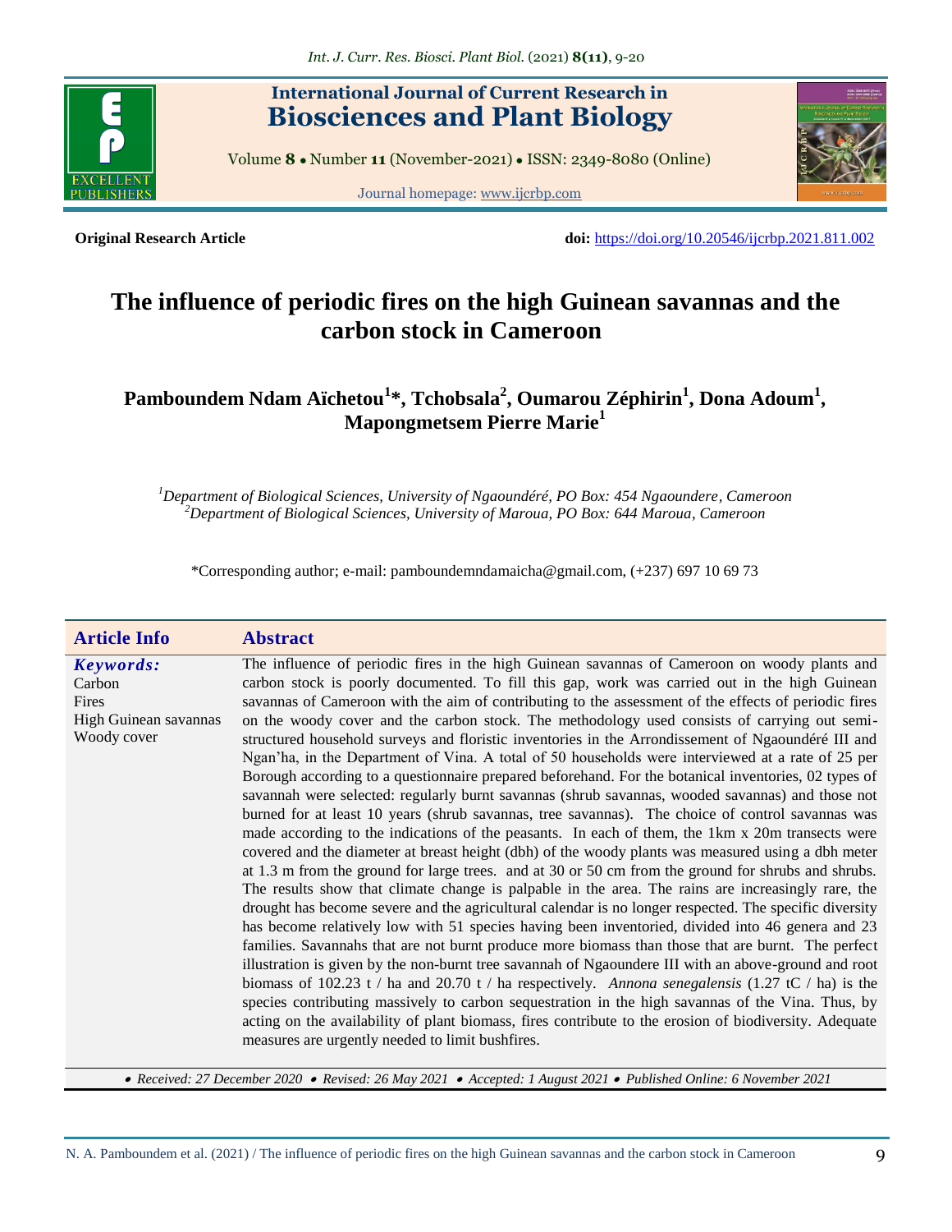**International Journal of Current Research in Biosciences and Plant Biology**

Volume **8** • Number **11** (November-2021) • ISSN: 2349-8080 (Online)

Journal homepage: www.ijcrbp.com

**Original Research Article**

**doi:** https://doi.org/10.20546/ijcrbp.2021.811.002

# The influence of periodic fires on the high Guinean savannas and the carbon stock in Cameroon

**Pamboundem Ndam Aïchetou[1]\*, Tchobsala[2], Oumarou Zéphirin[1], Dona Adoum[1], Mapongmetsem Pierre Marie[1]**

[1]*Department of Biological Sciences, University of Ngaoundéré, PO Box: 454 Ngaoundere, Cameroon*
[2]*Department of Biological Sciences, University of Maroua, PO Box: 644 Maroua, Cameroon*

\*Corresponding author; e-mail: pamboundemndamaicha@gmail.com, (+237) 697 10 69 73

## Article Info

***Keywords:***
Carbon
Fires
High Guinean savannas
Woody cover

## Abstract

The influence of periodic fires in the high Guinean savannas of Cameroon on woody plants and carbon stock is poorly documented. To fill this gap, work was carried out in the high Guinean savannas of Cameroon with the aim of contributing to the assessment of the effects of periodic fires on the woody cover and the carbon stock. The methodology used consists of carrying out semi-structured household surveys and floristic inventories in the Arrondissement of Ngaoundéré III and Ngan'ha, in the Department of Vina. A total of 50 households were interviewed at a rate of 25 per Borough according to a questionnaire prepared beforehand. For the botanical inventories, 02 types of savannah were selected: regularly burnt savannas (shrub savannas, wooded savannas) and those not burned for at least 10 years (shrub savannas, tree savannas). The choice of control savannas was made according to the indications of the peasants. In each of them, the 1km x 20m transects were covered and the diameter at breast height (dbh) of the woody plants was measured using a dbh meter at 1.3 m from the ground for large trees. and at 30 or 50 cm from the ground for shrubs and shrubs. The results show that climate change is palpable in the area. The rains are increasingly rare, the drought has become severe and the agricultural calendar is no longer respected. The specific diversity has become relatively low with 51 species having been inventoried, divided into 46 genera and 23 families. Savannahs that are not burnt produce more biomass than those that are burnt. The perfect illustration is given by the non-burnt tree savannah of Ngaoundere III with an above-ground and root biomass of 102.23 t / ha and 20.70 t / ha respectively. *Annona senegalensis* (1.27 tC / ha) is the species contributing massively to carbon sequestration in the high savannas of the Vina. Thus, by acting on the availability of plant biomass, fires contribute to the erosion of biodiversity. Adequate measures are urgently needed to limit bushfires.

• *Received: 27 December 2020* • *Revised: 26 May 2021* • *Accepted: 1 August 2021* • *Published Online: 6 November 2021*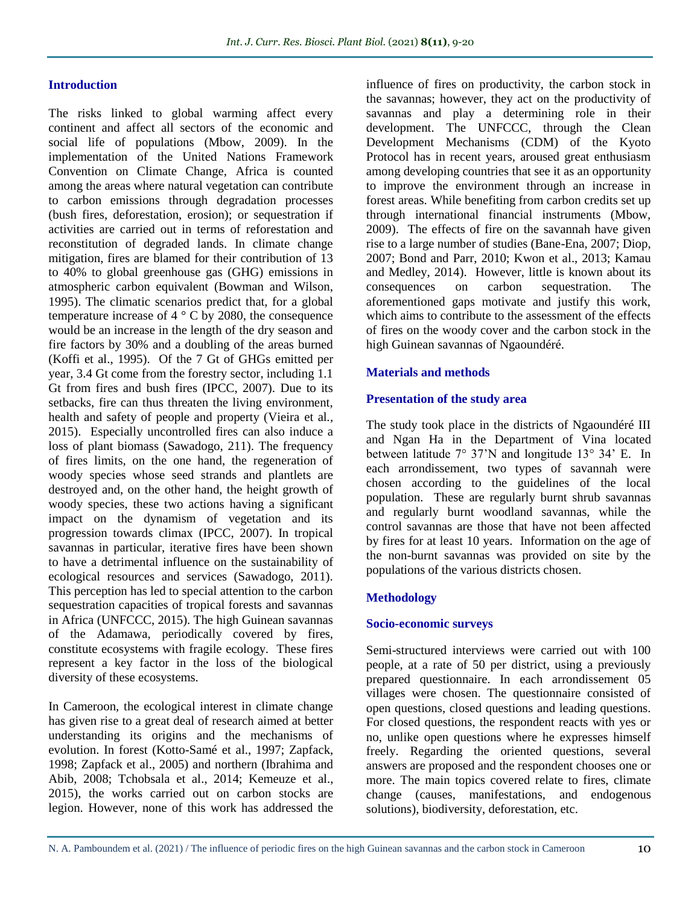## Introduction

The risks linked to global warming affect every continent and affect all sectors of the economic and social life of populations (Mbow, 2009). In the implementation of the United Nations Framework Convention on Climate Change, Africa is counted among the areas where natural vegetation can contribute to carbon emissions through degradation processes (bush fires, deforestation, erosion); or sequestration if activities are carried out in terms of reforestation and reconstitution of degraded lands. In climate change mitigation, fires are blamed for their contribution of 13 to 40% to global greenhouse gas (GHG) emissions in atmospheric carbon equivalent (Bowman and Wilson, 1995). The climatic scenarios predict that, for a global temperature increase of 4 ° C by 2080, the consequence would be an increase in the length of the dry season and fire factors by 30% and a doubling of the areas burned (Koffi et al., 1995). Of the 7 Gt of GHGs emitted per year, 3.4 Gt come from the forestry sector, including 1.1 Gt from fires and bush fires (IPCC, 2007). Due to its setbacks, fire can thus threaten the living environment, health and safety of people and property (Vieira et al., 2015). Especially uncontrolled fires can also induce a loss of plant biomass (Sawadogo, 211). The frequency of fires limits, on the one hand, the regeneration of woody species whose seed strands and plantlets are destroyed and, on the other hand, the height growth of woody species, these two actions having a significant impact on the dynamism of vegetation and its progression towards climax (IPCC, 2007). In tropical savannas in particular, iterative fires have been shown to have a detrimental influence on the sustainability of ecological resources and services (Sawadogo, 2011). This perception has led to special attention to the carbon sequestration capacities of tropical forests and savannas in Africa (UNFCCC, 2015). The high Guinean savannas of the Adamawa, periodically covered by fires, constitute ecosystems with fragile ecology. These fires represent a key factor in the loss of the biological diversity of these ecosystems.

In Cameroon, the ecological interest in climate change has given rise to a great deal of research aimed at better understanding its origins and the mechanisms of evolution. In forest (Kotto-Samé et al., 1997; Zapfack, 1998; Zapfack et al., 2005) and northern (Ibrahima and Abib, 2008; Tchobsala et al., 2014; Kemeuze et al., 2015), the works carried out on carbon stocks are legion. However, none of this work has addressed the influence of fires on productivity, the carbon stock in the savannas; however, they act on the productivity of savannas and play a determining role in their development. The UNFCCC, through the Clean Development Mechanisms (CDM) of the Kyoto Protocol has in recent years, aroused great enthusiasm among developing countries that see it as an opportunity to improve the environment through an increase in forest areas. While benefiting from carbon credits set up through international financial instruments (Mbow, 2009). The effects of fire on the savannah have given rise to a large number of studies (Bane-Ena, 2007; Diop, 2007; Bond and Parr, 2010; Kwon et al., 2013; Kamau and Medley, 2014). However, little is known about its consequences on carbon sequestration. The aforementioned gaps motivate and justify this work, which aims to contribute to the assessment of the effects of fires on the woody cover and the carbon stock in the high Guinean savannas of Ngaoundéré.

## Materials and methods

### Presentation of the study area

The study took place in the districts of Ngaoundéré III and Ngan Ha in the Department of Vina located between latitude 7° 37'N and longitude 13° 34' E. In each arrondissement, two types of savannah were chosen according to the guidelines of the local population. These are regularly burnt shrub savannas and regularly burnt woodland savannas, while the control savannas are those that have not been affected by fires for at least 10 years. Information on the age of the non-burnt savannas was provided on site by the populations of the various districts chosen.

## Methodology

### Socio-economic surveys

Semi-structured interviews were carried out with 100 people, at a rate of 50 per district, using a previously prepared questionnaire. In each arrondissement 05 villages were chosen. The questionnaire consisted of open questions, closed questions and leading questions. For closed questions, the respondent reacts with yes or no, unlike open questions where he expresses himself freely. Regarding the oriented questions, several answers are proposed and the respondent chooses one or more. The main topics covered relate to fires, climate change (causes, manifestations, and endogenous solutions), biodiversity, deforestation, etc.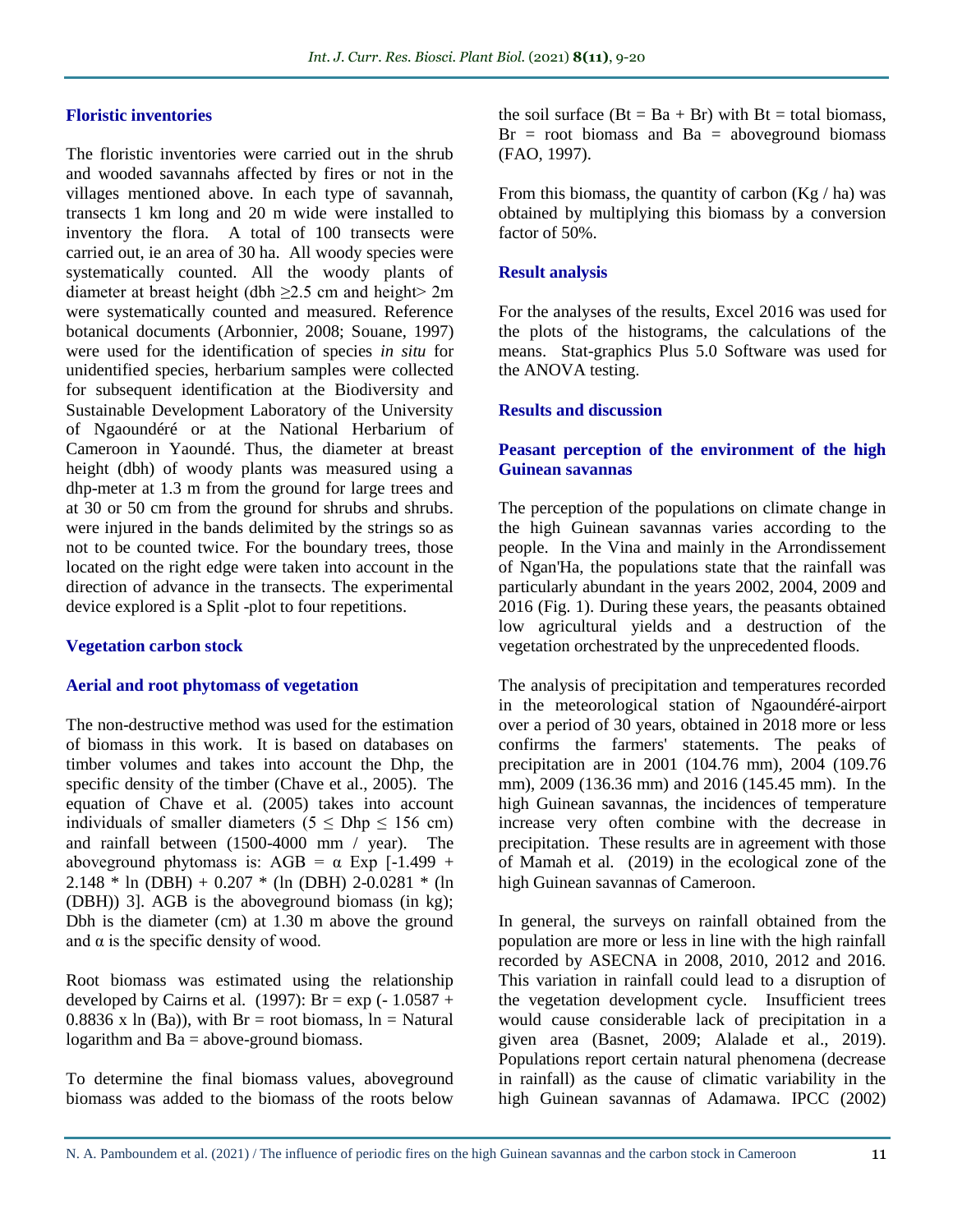### Floristic inventories

The floristic inventories were carried out in the shrub and wooded savannahs affected by fires or not in the villages mentioned above. In each type of savannah, transects 1 km long and 20 m wide were installed to inventory the flora. A total of 100 transects were carried out, ie an area of 30 ha. All woody species were systematically counted. All the woody plants of diameter at breast height (dbh ≥2.5 cm and height> 2m were systematically counted and measured. Reference botanical documents (Arbonnier, 2008; Souane, 1997) were used for the identification of species *in situ* for unidentified species, herbarium samples were collected for subsequent identification at the Biodiversity and Sustainable Development Laboratory of the University of Ngaoundéré or at the National Herbarium of Cameroon in Yaoundé. Thus, the diameter at breast height (dbh) of woody plants was measured using a dhp-meter at 1.3 m from the ground for large trees and at 30 or 50 cm from the ground for shrubs and shrubs. were injured in the bands delimited by the strings so as not to be counted twice. For the boundary trees, those located on the right edge were taken into account in the direction of advance in the transects. The experimental device explored is a Split -plot to four repetitions.

### Vegetation carbon stock

### Aerial and root phytomass of vegetation

The non-destructive method was used for the estimation of biomass in this work. It is based on databases on timber volumes and takes into account the Dhp, the specific density of the timber (Chave et al., 2005). The equation of Chave et al. (2005) takes into account individuals of smaller diameters (5 ≤ Dhp ≤ 156 cm) and rainfall between (1500-4000 mm / year). The aboveground phytomass is: AGB = α Exp [-1.499 + 2.148 * ln (DBH) + 0.207 * (ln (DBH) 2-0.0281 * (ln (DBH)) 3]. AGB is the aboveground biomass (in kg); Dbh is the diameter (cm) at 1.30 m above the ground and α is the specific density of wood.

Root biomass was estimated using the relationship developed by Cairns et al. (1997): Br = exp (- 1.0587 + 0.8836 x ln (Ba)), with Br = root biomass, ln = Natural logarithm and Ba = above-ground biomass.

To determine the final biomass values, aboveground biomass was added to the biomass of the roots below the soil surface (Bt = Ba + Br) with Bt = total biomass, Br = root biomass and Ba = aboveground biomass (FAO, 1997).

From this biomass, the quantity of carbon (Kg / ha) was obtained by multiplying this biomass by a conversion factor of 50%.

### Result analysis

For the analyses of the results, Excel 2016 was used for the plots of the histograms, the calculations of the means. Stat-graphics Plus 5.0 Software was used for the ANOVA testing.

## Results and discussion

### Peasant perception of the environment of the high Guinean savannas

The perception of the populations on climate change in the high Guinean savannas varies according to the people. In the Vina and mainly in the Arrondissement of Ngan'Ha, the populations state that the rainfall was particularly abundant in the years 2002, 2004, 2009 and 2016 (Fig. 1). During these years, the peasants obtained low agricultural yields and a destruction of the vegetation orchestrated by the unprecedented floods.

The analysis of precipitation and temperatures recorded in the meteorological station of Ngaoundéré-airport over a period of 30 years, obtained in 2018 more or less confirms the farmers' statements. The peaks of precipitation are in 2001 (104.76 mm), 2004 (109.76 mm), 2009 (136.36 mm) and 2016 (145.45 mm). In the high Guinean savannas, the incidences of temperature increase very often combine with the decrease in precipitation. These results are in agreement with those of Mamah et al. (2019) in the ecological zone of the high Guinean savannas of Cameroon.

In general, the surveys on rainfall obtained from the population are more or less in line with the high rainfall recorded by ASECNA in 2008, 2010, 2012 and 2016. This variation in rainfall could lead to a disruption of the vegetation development cycle. Insufficient trees would cause considerable lack of precipitation in a given area (Basnet, 2009; Alalade et al., 2019). Populations report certain natural phenomena (decrease in rainfall) as the cause of climatic variability in the high Guinean savannas of Adamawa. IPCC (2002)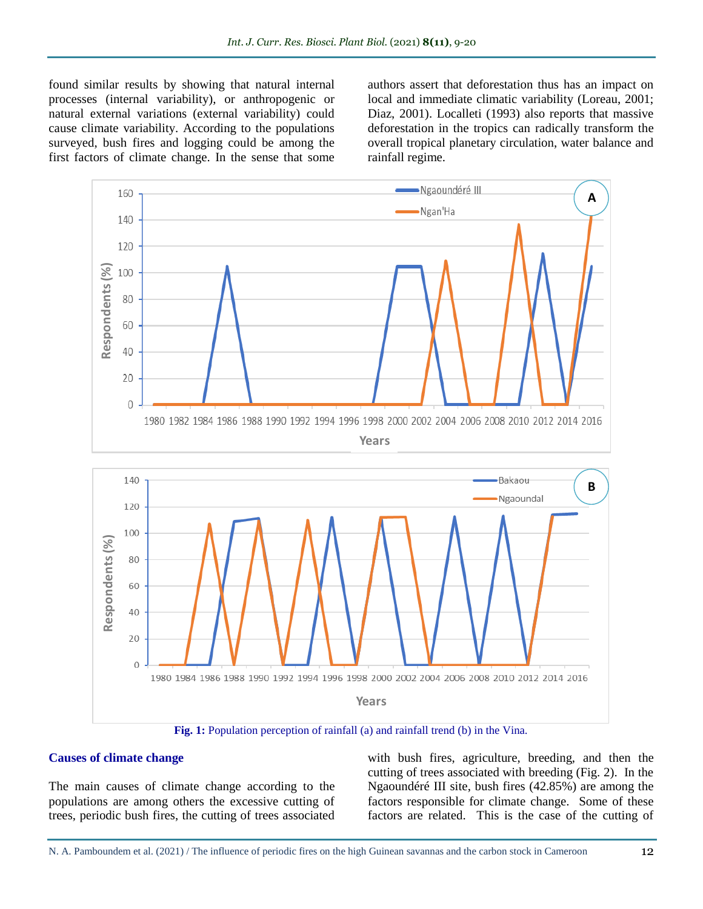found similar results by showing that natural internal processes (internal variability), or anthropogenic or natural external variations (external variability) could cause climate variability. According to the populations surveyed, bush fires and logging could be among the first factors of climate change. In the sense that some authors assert that deforestation thus has an impact on local and immediate climatic variability (Loreau, 2001; Diaz, 2001). Localleti (1993) also reports that massive deforestation in the tropics can radically transform the overall tropical planetary circulation, water balance and rainfall regime.

A

Ngaoundéré III

Ngan'Ha

Respondents (%)

0 20 40 60 80 100 120 140 160

1980 1982 1984 1986 1988 1990 1992 1994 1996 1998 2000 2002 2004 2006 2008 2010 2012 2014 2016

Years

B

Bakaou

Ngaoundal

Respondents (%)

0 20 40 60 80 100 120 140

1980 1984 1986 1988 1990 1992 1994 1996 1998 2000 2002 2004 2006 2008 2010 2012 2014 2016

Years

**Fig. 1:** Population perception of rainfall (a) and rainfall trend (b) in the Vina.

### Causes of climate change

The main causes of climate change according to the populations are among others the excessive cutting of trees, periodic bush fires, the cutting of trees associated with bush fires, agriculture, breeding, and then the cutting of trees associated with breeding (Fig. 2). In the Ngaoundéré III site, bush fires (42.85%) are among the factors responsible for climate change. Some of these factors are related. This is the case of the cutting of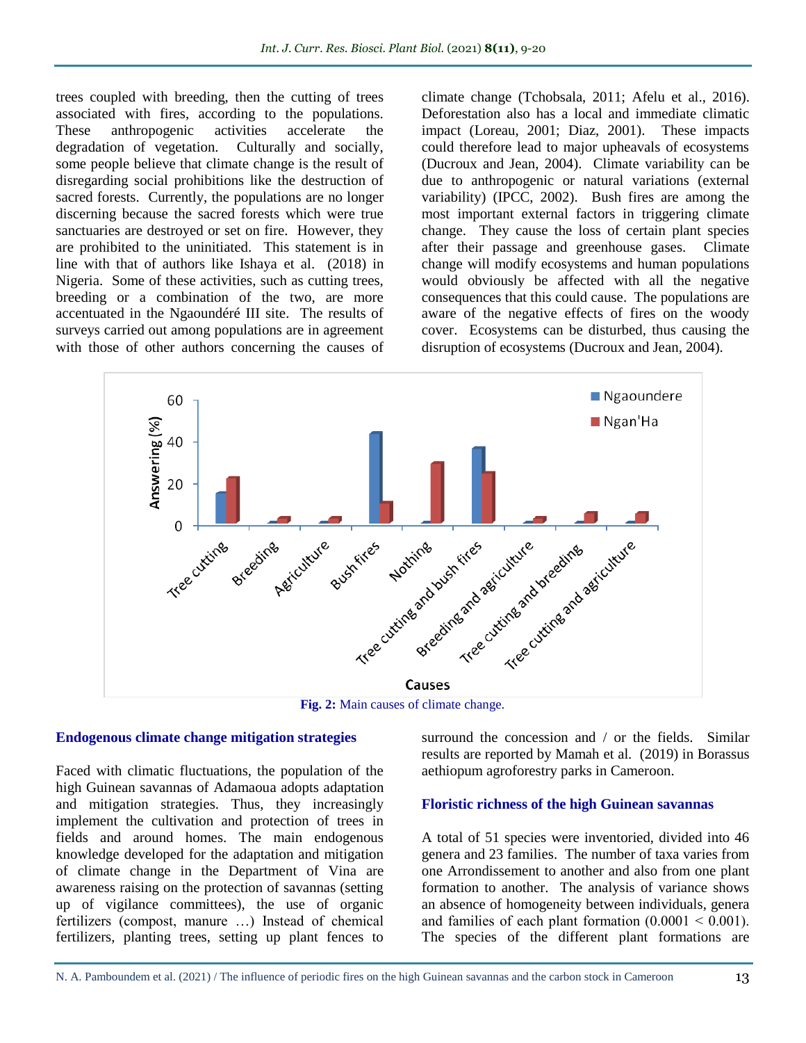trees coupled with breeding, then the cutting of trees associated with fires, according to the populations. These anthropogenic activities accelerate the degradation of vegetation. Culturally and socially, some people believe that climate change is the result of disregarding social prohibitions like the destruction of sacred forests. Currently, the populations are no longer discerning because the sacred forests which were true sanctuaries are destroyed or set on fire. However, they are prohibited to the uninitiated. This statement is in line with that of authors like Ishaya et al. (2018) in Nigeria. Some of these activities, such as cutting trees, breeding or a combination of the two, are more accentuated in the Ngaoundéré III site. The results of surveys carried out among populations are in agreement with those of other authors concerning the causes of climate change (Tchobsala, 2011; Afelu et al., 2016). Deforestation also has a local and immediate climatic impact (Loreau, 2001; Diaz, 2001). These impacts could therefore lead to major upheavals of ecosystems (Ducroux and Jean, 2004). Climate variability can be due to anthropogenic or natural variations (external variability) (IPCC, 2002). Bush fires are among the most important external factors in triggering climate change. They cause the loss of certain plant species after their passage and greenhouse gases. Climate change will modify ecosystems and human populations would obviously be affected with all the negative consequences that this could cause. The populations are aware of the negative effects of fires on the woody cover. Ecosystems can be disturbed, thus causing the disruption of ecosystems (Ducroux and Jean, 2004).

Answering (%)
0
20
40
60
Ngaoundere
Ngan'Ha
Tree cutting
Breeding
Agriculture
Bush fires
Nothing
Tree cutting and bush fires
Breeding and agriculture
Tree cutting and breeding
Tree cutting and agriculture
Causes

**Fig. 2:** Main causes of climate change.

### Endogenous climate change mitigation strategies

Faced with climatic fluctuations, the population of the high Guinean savannas of Adamaoua adopts adaptation and mitigation strategies. Thus, they increasingly implement the cultivation and protection of trees in fields and around homes. The main endogenous knowledge developed for the adaptation and mitigation of climate change in the Department of Vina are awareness raising on the protection of savannas (setting up of vigilance committees), the use of organic fertilizers (compost, manure …) Instead of chemical fertilizers, planting trees, setting up plant fences to surround the concession and / or the fields. Similar results are reported by Mamah et al. (2019) in Borassus aethiopum agroforestry parks in Cameroon.

### Floristic richness of the high Guinean savannas

A total of 51 species were inventoried, divided into 46 genera and 23 families. The number of taxa varies from one Arrondissement to another and also from one plant formation to another. The analysis of variance shows an absence of homogeneity between individuals, genera and families of each plant formation ($0.0001 < 0.001$). The species of the different plant formations are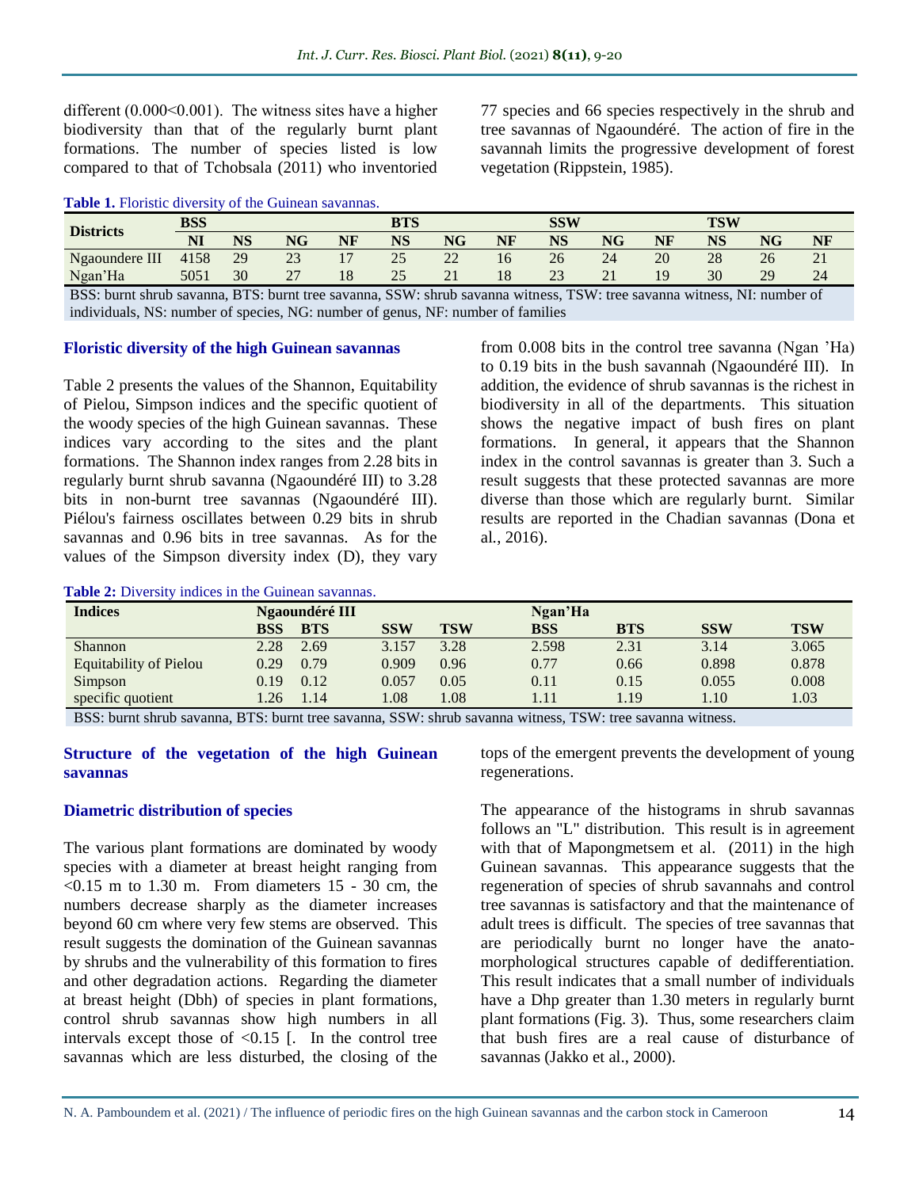different (0.000<0.001). The witness sites have a higher biodiversity than that of the regularly burnt plant formations. The number of species listed is low compared to that of Tchobsala (2011) who inventoried 77 species and 66 species respectively in the shrub and tree savannas of Ngaoundéré. The action of fire in the savannah limits the progressive development of forest vegetation (Rippstein, 1985).

**Table 1.** Floristic diversity of the Guinean savannas.

| Districts | BSS | | | | BTS | | | SSW | | | TSW | | |
|---|---|---|---|---|---|---|---|---|---|---|---|---|---|
| | NI | NS | NG | NF | NS | NG | NF | NS | NG | NF | NS | NG | NF |
| Ngaoundere III | 4158 | 29 | 23 | 17 | 25 | 22 | 16 | 26 | 24 | 20 | 28 | 26 | 21 |
| Ngan'Ha | 5051 | 30 | 27 | 18 | 25 | 21 | 18 | 23 | 21 | 19 | 30 | 29 | 24 |

BSS: burnt shrub savanna, BTS: burnt tree savanna, SSW: shrub savanna witness, TSW: tree savanna witness, NI: number of individuals, NS: number of species, NG: number of genus, NF: number of families

### Floristic diversity of the high Guinean savannas

Table 2 presents the values of the Shannon, Equitability of Pielou, Simpson indices and the specific quotient of the woody species of the high Guinean savannas. These indices vary according to the sites and the plant formations. The Shannon index ranges from 2.28 bits in regularly burnt shrub savanna (Ngaoundéré III) to 3.28 bits in non-burnt tree savannas (Ngaoundéré III). Piélou's fairness oscillates between 0.29 bits in shrub savannas and 0.96 bits in tree savannas. As for the values of the Simpson diversity index (D), they vary from 0.008 bits in the control tree savanna (Ngan 'Ha) to 0.19 bits in the bush savannah (Ngaoundéré III). In addition, the evidence of shrub savannas is the richest in biodiversity in all of the departments. This situation shows the negative impact of bush fires on plant formations. In general, it appears that the Shannon index in the control savannas is greater than 3. Such a result suggests that these protected savannas are more diverse than those which are regularly burnt. Similar results are reported in the Chadian savannas (Dona et al., 2016).

**Table 2:** Diversity indices in the Guinean savannas.

| Indices | Ngaoundéré III | | | | Ngan'Ha | | | |
|---|---|---|---|---|---|---|---|---|
| | BSS | BTS | SSW | TSW | BSS | BTS | SSW | TSW |
| Shannon | 2.28 | 2.69 | 3.157 | 3.28 | 2.598 | 2.31 | 3.14 | 3.065 |
| Equitability of Pielou | 0.29 | 0.79 | 0.909 | 0.96 | 0.77 | 0.66 | 0.898 | 0.878 |
| Simpson | 0.19 | 0.12 | 0.057 | 0.05 | 0.11 | 0.15 | 0.055 | 0.008 |
| specific quotient | 1.26 | 1.14 | 1.08 | 1.08 | 1.11 | 1.19 | 1.10 | 1.03 |

BSS: burnt shrub savanna, BTS: burnt tree savanna, SSW: shrub savanna witness, TSW: tree savanna witness.

### Structure of the vegetation of the high Guinean savannas

#### Diametric distribution of species

The various plant formations are dominated by woody species with a diameter at breast height ranging from <0.15 m to 1.30 m. From diameters 15 - 30 cm, the numbers decrease sharply as the diameter increases beyond 60 cm where very few stems are observed. This result suggests the domination of the Guinean savannas by shrubs and the vulnerability of this formation to fires and other degradation actions. Regarding the diameter at breast height (Dbh) of species in plant formations, control shrub savannas show high numbers in all intervals except those of <0.15 [. In the control tree savannas which are less disturbed, the closing of the tops of the emergent prevents the development of young regenerations.

The appearance of the histograms in shrub savannas follows an "L" distribution. This result is in agreement with that of Mapongmetsem et al. (2011) in the high Guinean savannas. This appearance suggests that the regeneration of species of shrub savannahs and control tree savannas is satisfactory and that the maintenance of adult trees is difficult. The species of tree savannas that are periodically burnt no longer have the anato-morphological structures capable of dedifferentiation. This result indicates that a small number of individuals have a Dhp greater than 1.30 meters in regularly burnt plant formations (Fig. 3). Thus, some researchers claim that bush fires are a real cause of disturbance of savannas (Jakko et al., 2000).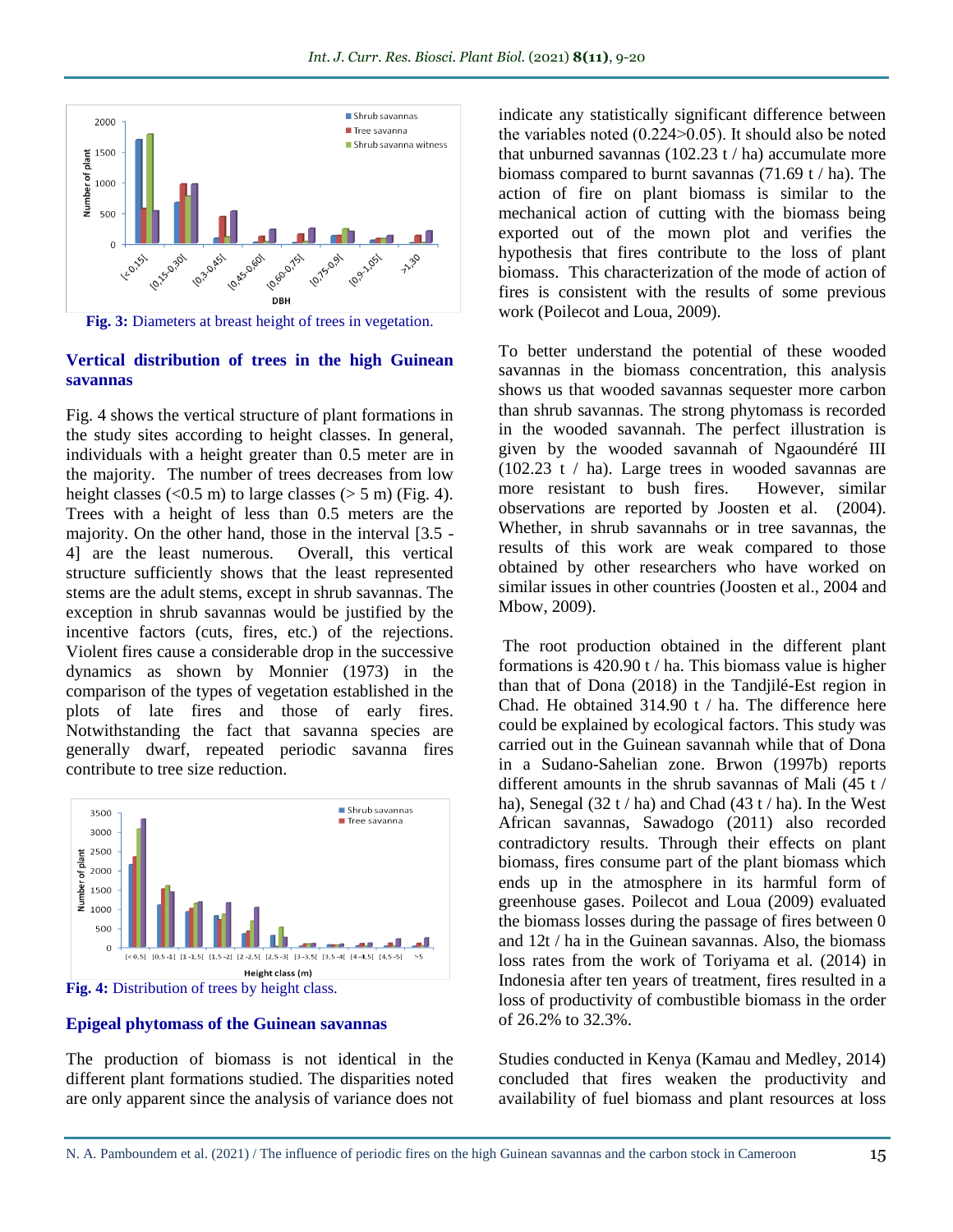2000
1500
1000
500
0

Number of plant

Shrub savannas
Tree savanna
Shrub savanna witness

[<0,15[
[0,15-0,30[
[0,3-0,45[
[0,45-0,60[
[0,60-0,75[
[0,75-0,9[
[0,9-1,05[
>1,30

DBH

**Fig. 3:** Diameters at breast height of trees in vegetation.

### Vertical distribution of trees in the high Guinean savannas

Fig. 4 shows the vertical structure of plant formations in the study sites according to height classes. In general, individuals with a height greater than 0.5 meter are in the majority. The number of trees decreases from low height classes (<0.5 m) to large classes (> 5 m) (Fig. 4). Trees with a height of less than 0.5 meters are the majority. On the other hand, those in the interval [3.5 - 4] are the least numerous. Overall, this vertical structure sufficiently shows that the least represented stems are the adult stems, except in shrub savannas. The exception in shrub savannas would be justified by the incentive factors (cuts, fires, etc.) of the rejections. Violent fires cause a considerable drop in the successive dynamics as shown by Monnier (1973) in the comparison of the types of vegetation established in the plots of late fires and those of early fires. Notwithstanding the fact that savanna species are generally dwarf, repeated periodic savanna fires contribute to tree size reduction.

3500
3000
2500
2000
1500
1000
500
0

Number of plant

Shrub savannas
Tree savanna

[< 0,5[
[0,5 -1[
[1 -1,5[
[1,5 -2[
[2 -2,5[
[2,5 -3[
[3 -3,5[
[3,5 -4[
[4 -4,5[
[4,5 -5[
>5

Height class (m)

**Fig. 4:** Distribution of trees by height class.

### Epigeal phytomass of the Guinean savannas

The production of biomass is not identical in the different plant formations studied. The disparities noted are only apparent since the analysis of variance does not indicate any statistically significant difference between the variables noted (0.224>0.05). It should also be noted that unburned savannas (102.23 t / ha) accumulate more biomass compared to burnt savannas (71.69 t / ha). The action of fire on plant biomass is similar to the mechanical action of cutting with the biomass being exported out of the mown plot and verifies the hypothesis that fires contribute to the loss of plant biomass. This characterization of the mode of action of fires is consistent with the results of some previous work (Poilecot and Loua, 2009).

To better understand the potential of these wooded savannas in the biomass concentration, this analysis shows us that wooded savannas sequester more carbon than shrub savannas. The strong phytomass is recorded in the wooded savannah. The perfect illustration is given by the wooded savannah of Ngaoundéré III (102.23 t / ha). Large trees in wooded savannas are more resistant to bush fires. However, similar observations are reported by Joosten et al. (2004). Whether, in shrub savannahs or in tree savannas, the results of this work are weak compared to those obtained by other researchers who have worked on similar issues in other countries (Joosten et al., 2004 and Mbow, 2009).

The root production obtained in the different plant formations is 420.90 t / ha. This biomass value is higher than that of Dona (2018) in the Tandjilé-Est region in Chad. He obtained 314.90 t / ha. The difference here could be explained by ecological factors. This study was carried out in the Guinean savannah while that of Dona in a Sudano-Sahelian zone. Brwon (1997b) reports different amounts in the shrub savannas of Mali (45 t / ha), Senegal (32 t / ha) and Chad (43 t / ha). In the West African savannas, Sawadogo (2011) also recorded contradictory results. Through their effects on plant biomass, fires consume part of the plant biomass which ends up in the atmosphere in its harmful form of greenhouse gases. Poilecot and Loua (2009) evaluated the biomass losses during the passage of fires between 0 and 12t / ha in the Guinean savannas. Also, the biomass loss rates from the work of Toriyama et al. (2014) in Indonesia after ten years of treatment, fires resulted in a loss of productivity of combustible biomass in the order of 26.2% to 32.3%.

Studies conducted in Kenya (Kamau and Medley, 2014) concluded that fires weaken the productivity and availability of fuel biomass and plant resources at loss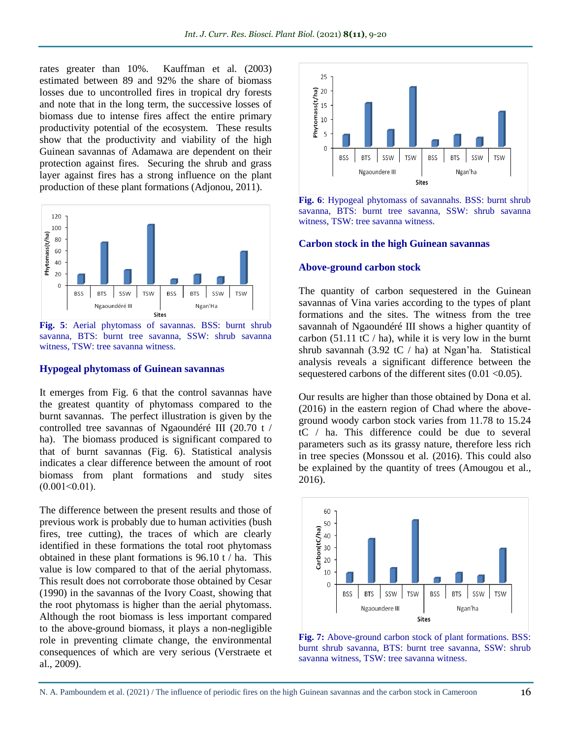rates greater than 10%. Kauffman et al. (2003) estimated between 89 and 92% the share of biomass losses due to uncontrolled fires in tropical dry forests and note that in the long term, the successive losses of biomass due to intense fires affect the entire primary productivity potential of the ecosystem. These results show that the productivity and viability of the high Guinean savannas of Adamawa are dependent on their protection against fires. Securing the shrub and grass layer against fires has a strong influence on the plant production of these plant formations (Adjonou, 2011).

Phytomass(t/ha)
120
100
80
60
40
20
0
BSS BTS SSW TSW BSS BTS SSW TSW
Ngaoundéré III Ngan'Ha
Sites

**Fig. 5**: Aerial phytomass of savannas. BSS: burnt shrub savanna, BTS: burnt tree savanna, SSW: shrub savanna witness, TSW: tree savanna witness.

### Hypogeal phytomass of Guinean savannas

It emerges from Fig. 6 that the control savannas have the greatest quantity of phytomass compared to the burnt savannas. The perfect illustration is given by the controlled tree savannas of Ngaoundéré III (20.70 t / ha). The biomass produced is significant compared to that of burnt savannas (Fig. 6). Statistical analysis indicates a clear difference between the amount of root biomass from plant formations and study sites (0.001<0.01).

The difference between the present results and those of previous work is probably due to human activities (bush fires, tree cutting), the traces of which are clearly identified in these formations the total root phytomass obtained in these plant formations is 96.10 t / ha. This value is low compared to that of the aerial phytomass. This result does not corroborate those obtained by Cesar (1990) in the savannas of the Ivory Coast, showing that the root phytomass is higher than the aerial phytomass. Although the root biomass is less important compared to the above-ground biomass, it plays a non-negligible role in preventing climate change, the environmental consequences of which are very serious (Verstraete et al., 2009).

Phytomass(t/ha)
25
20
15
10
5
0
BSS BTS SSW TSW BSS BTS SSW TSW
Ngaoundere III Ngan'ha
Sites

**Fig. 6**: Hypogeal phytomass of savannahs. BSS: burnt shrub savanna, BTS: burnt tree savanna, SSW: shrub savanna witness, TSW: tree savanna witness.

### Carbon stock in the high Guinean savannas

### Above-ground carbon stock

The quantity of carbon sequestered in the Guinean savannas of Vina varies according to the types of plant formations and the sites. The witness from the tree savannah of Ngaoundéré III shows a higher quantity of carbon (51.11 tC / ha), while it is very low in the burnt shrub savannah (3.92 tC / ha) at Ngan'ha. Statistical analysis reveals a significant difference between the sequestered carbons of the different sites (0.01 <0.05).

Our results are higher than those obtained by Dona et al. (2016) in the eastern region of Chad where the above-ground woody carbon stock varies from 11.78 to 15.24 tC / ha. This difference could be due to several parameters such as its grassy nature, therefore less rich in tree species (Monssou et al. (2016). This could also be explained by the quantity of trees (Amougou et al., 2016).

Carbon(tC/ha)
60
50
40
30
20
10
0
BSS BTS SSW TSW BSS BTS SSW TSW
Ngaoundere III Ngan'ha
Sites

**Fig. 7:** Above-ground carbon stock of plant formations. BSS: burnt shrub savanna, BTS: burnt tree savanna, SSW: shrub savanna witness, TSW: tree savanna witness.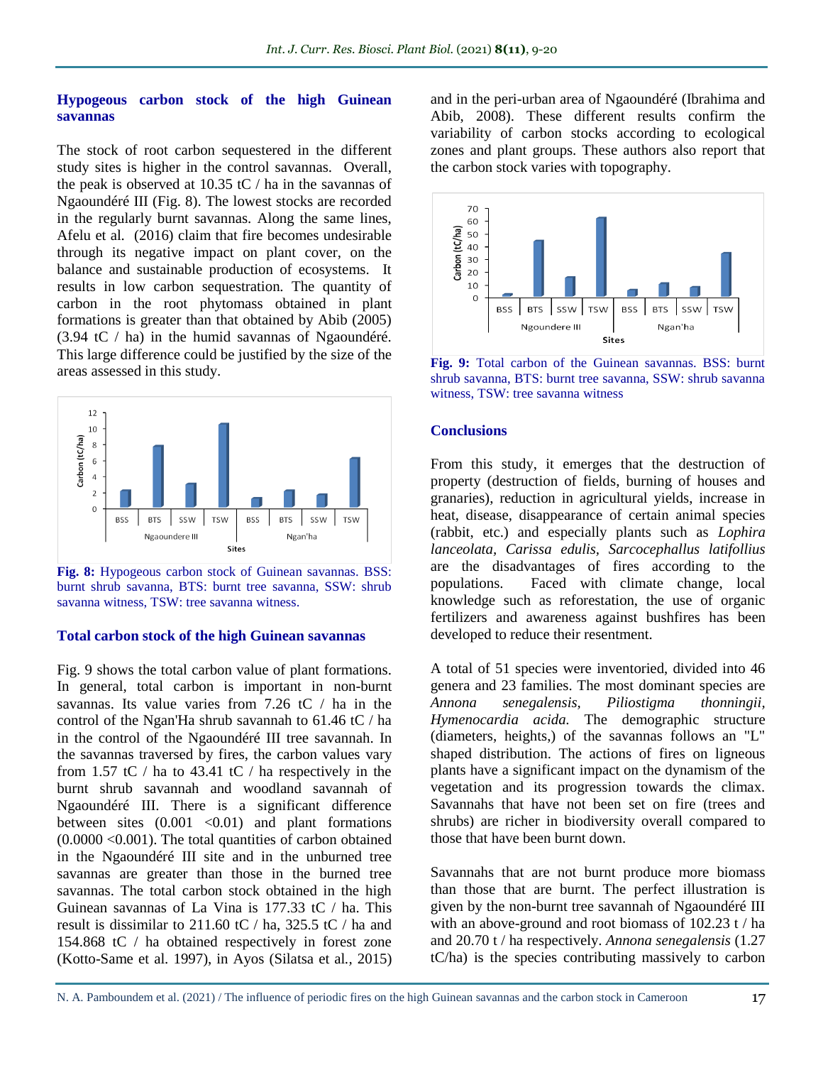### Hypogeous carbon stock of the high Guinean savannas

The stock of root carbon sequestered in the different study sites is higher in the control savannas. Overall, the peak is observed at 10.35 tC / ha in the savannas of Ngaoundéré III (Fig. 8). The lowest stocks are recorded in the regularly burnt savannas. Along the same lines, Afelu et al. (2016) claim that fire becomes undesirable through its negative impact on plant cover, on the balance and sustainable production of ecosystems. It results in low carbon sequestration. The quantity of carbon in the root phytomass obtained in plant formations is greater than that obtained by Abib (2005) (3.94 tC / ha) in the humid savannas of Ngaoundéré. This large difference could be justified by the size of the areas assessed in this study.

Carbon (tC/ha)
0
2
4
6
8
10
12
BSS BTS SSW TSW BSS BTS SSW TSW
Ngaoundere III
Ngan'ha
Sites

**Fig. 8:** Hypogeous carbon stock of Guinean savannas. BSS: burnt shrub savanna, BTS: burnt tree savanna, SSW: shrub savanna witness, TSW: tree savanna witness.

### Total carbon stock of the high Guinean savannas

Fig. 9 shows the total carbon value of plant formations. In general, total carbon is important in non-burnt savannas. Its value varies from 7.26 tC / ha in the control of the Ngan'Ha shrub savannah to 61.46 tC / ha in the control of the Ngaoundéré III tree savannah. In the savannas traversed by fires, the carbon values vary from 1.57 tC / ha to 43.41 tC / ha respectively in the burnt shrub savannah and woodland savannah of Ngaoundéré III. There is a significant difference between sites (0.001 <0.01) and plant formations (0.0000 <0.001). The total quantities of carbon obtained in the Ngaoundéré III site and in the unburned tree savannas are greater than those in the burned tree savannas. The total carbon stock obtained in the high Guinean savannas of La Vina is 177.33 tC / ha. This result is dissimilar to 211.60 tC / ha, 325.5 tC / ha and 154.868 tC / ha obtained respectively in forest zone (Kotto-Same et al. 1997), in Ayos (Silatsa et al., 2015) and in the peri-urban area of Ngaoundéré (Ibrahima and Abib, 2008). These different results confirm the variability of carbon stocks according to ecological zones and plant groups. These authors also report that the carbon stock varies with topography.

Carbon (tC/ha)
0
10
20
30
40
50
60
70
BSS BTS SSW TSW BSS BTS SSW TSW
Ngoundere III
Ngan'ha
Sites

**Fig. 9:** Total carbon of the Guinean savannas. BSS: burnt shrub savanna, BTS: burnt tree savanna, SSW: shrub savanna witness, TSW: tree savanna witness

## Conclusions

From this study, it emerges that the destruction of property (destruction of fields, burning of houses and granaries), reduction in agricultural yields, increase in heat, disease, disappearance of certain animal species (rabbit, etc.) and especially plants such as *Lophira lanceolata, Carissa edulis, Sarcocephallus latifollius* are the disadvantages of fires according to the populations. Faced with climate change, local knowledge such as reforestation, the use of organic fertilizers and awareness against bushfires has been developed to reduce their resentment.

A total of 51 species were inventoried, divided into 46 genera and 23 families. The most dominant species are *Annona senegalensis, Piliostigma thonningii, Hymenocardia acida.* The demographic structure (diameters, heights,) of the savannas follows an "L" shaped distribution. The actions of fires on ligneous plants have a significant impact on the dynamism of the vegetation and its progression towards the climax. Savannahs that have not been set on fire (trees and shrubs) are richer in biodiversity overall compared to those that have been burnt down.

Savannahs that are not burnt produce more biomass than those that are burnt. The perfect illustration is given by the non-burnt tree savannah of Ngaoundéré III with an above-ground and root biomass of 102.23 t / ha and 20.70 t / ha respectively. *Annona senegalensis* (1.27 tC/ha) is the species contributing massively to carbon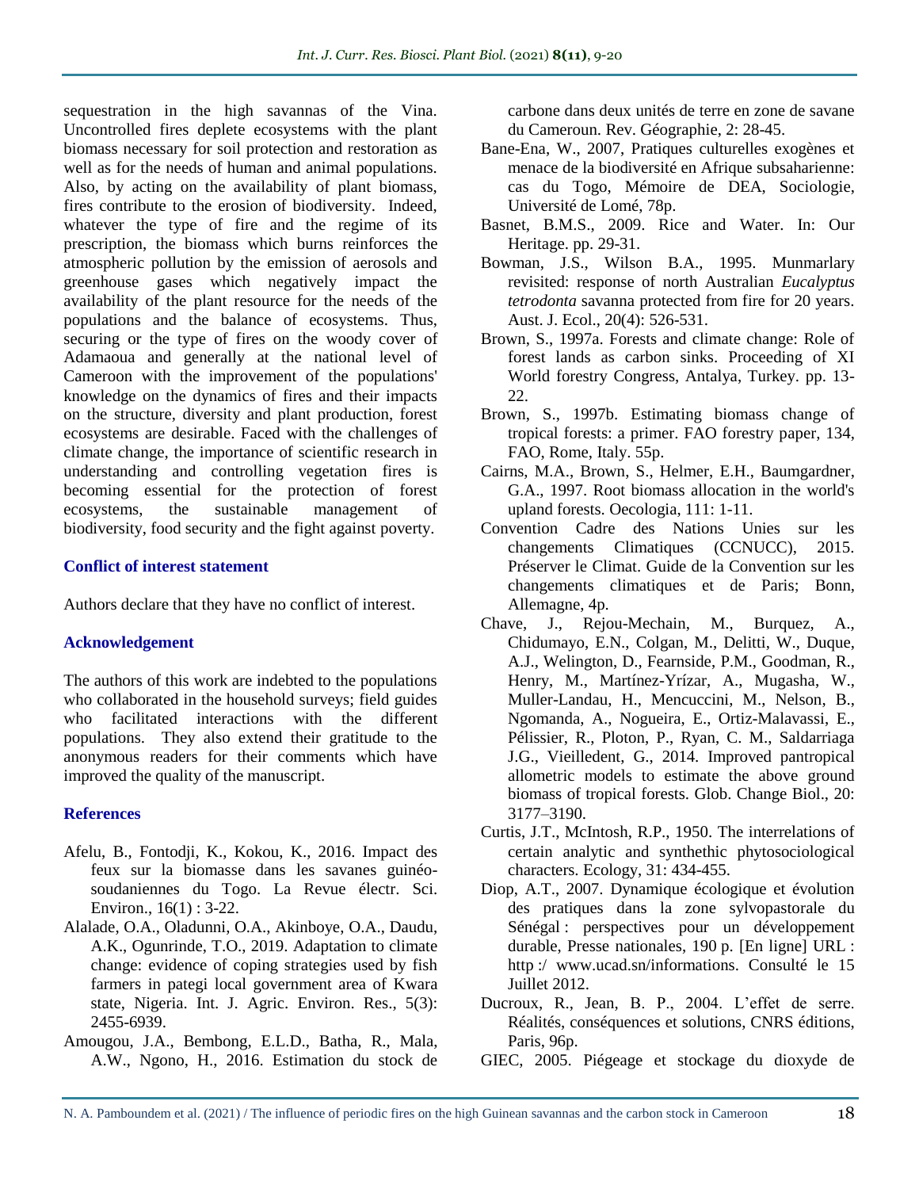sequestration in the high savannas of the Vina. Uncontrolled fires deplete ecosystems with the plant biomass necessary for soil protection and restoration as well as for the needs of human and animal populations. Also, by acting on the availability of plant biomass, fires contribute to the erosion of biodiversity. Indeed, whatever the type of fire and the regime of its prescription, the biomass which burns reinforces the atmospheric pollution by the emission of aerosols and greenhouse gases which negatively impact the availability of the plant resource for the needs of the populations and the balance of ecosystems. Thus, securing or the type of fires on the woody cover of Adamaoua and generally at the national level of Cameroon with the improvement of the populations' knowledge on the dynamics of fires and their impacts on the structure, diversity and plant production, forest ecosystems are desirable. Faced with the challenges of climate change, the importance of scientific research in understanding and controlling vegetation fires is becoming essential for the protection of forest ecosystems, the sustainable management of biodiversity, food security and the fight against poverty.

## Conflict of interest statement

Authors declare that they have no conflict of interest.

## Acknowledgement

The authors of this work are indebted to the populations who collaborated in the household surveys; field guides who facilitated interactions with the different populations. They also extend their gratitude to the anonymous readers for their comments which have improved the quality of the manuscript.

## References

Afelu, B., Fontodji, K., Kokou, K., 2016. Impact des feux sur la biomasse dans les savanes guinéo-soudaniennes du Togo. La Revue électr. Sci. Environ., 16(1) : 3-22.

Alalade, O.A., Oladunni, O.A., Akinboye, O.A., Daudu, A.K., Ogunrinde, T.O., 2019. Adaptation to climate change: evidence of coping strategies used by fish farmers in pategi local government area of Kwara state, Nigeria. Int. J. Agric. Environ. Res., 5(3): 2455-6939.

Amougou, J.A., Bembong, E.L.D., Batha, R., Mala, A.W., Ngono, H., 2016. Estimation du stock de carbone dans deux unités de terre en zone de savane du Cameroun. Rev. Géographie, 2: 28-45.

Bane-Ena, W., 2007, Pratiques culturelles exogènes et menace de la biodiversité en Afrique subsaharienne: cas du Togo, Mémoire de DEA, Sociologie, Université de Lomé, 78p.

Basnet, B.M.S., 2009. Rice and Water. In: Our Heritage. pp. 29-31.

Bowman, J.S., Wilson B.A., 1995. Munmarlary revisited: response of north Australian *Eucalyptus tetrodonta* savanna protected from fire for 20 years. Aust. J. Ecol., 20(4): 526-531.

Brown, S., 1997a. Forests and climate change: Role of forest lands as carbon sinks. Proceeding of XI World forestry Congress, Antalya, Turkey. pp. 13-22.

Brown, S., 1997b. Estimating biomass change of tropical forests: a primer. FAO forestry paper, 134, FAO, Rome, Italy. 55p.

Cairns, M.A., Brown, S., Helmer, E.H., Baumgardner, G.A., 1997. Root biomass allocation in the world's upland forests. Oecologia, 111: 1-11.

Convention Cadre des Nations Unies sur les changements Climatiques (CCNUCC), 2015. Préserver le Climat. Guide de la Convention sur les changements climatiques et de Paris; Bonn, Allemagne, 4p.

Chave, J., Rejou-Mechain, M., Burquez, A., Chidumayo, E.N., Colgan, M., Delitti, W., Duque, A.J., Welington, D., Fearnside, P.M., Goodman, R., Henry, M., Martínez-Yrízar, A., Mugasha, W., Muller-Landau, H., Mencuccini, M., Nelson, B., Ngomanda, A., Nogueira, E., Ortiz-Malavassi, E., Pélissier, R., Ploton, P., Ryan, C. M., Saldarriaga J.G., Vieilledent, G., 2014. Improved pantropical allometric models to estimate the above ground biomass of tropical forests. Glob. Change Biol., 20: 3177–3190.

Curtis, J.T., McIntosh, R.P., 1950. The interrelations of certain analytic and synthethic phytosociological characters. Ecology, 31: 434-455.

Diop, A.T., 2007. Dynamique écologique et évolution des pratiques dans la zone sylvopastorale du Sénégal : perspectives pour un développement durable, Presse nationales, 190 p. [En ligne] URL : http :/ www.ucad.sn/informations. Consulté le 15 Juillet 2012.

Ducroux, R., Jean, B. P., 2004. L'effet de serre. Réalités, conséquences et solutions, CNRS éditions, Paris, 96p.

GIEC, 2005. Piégeage et stockage du dioxyde de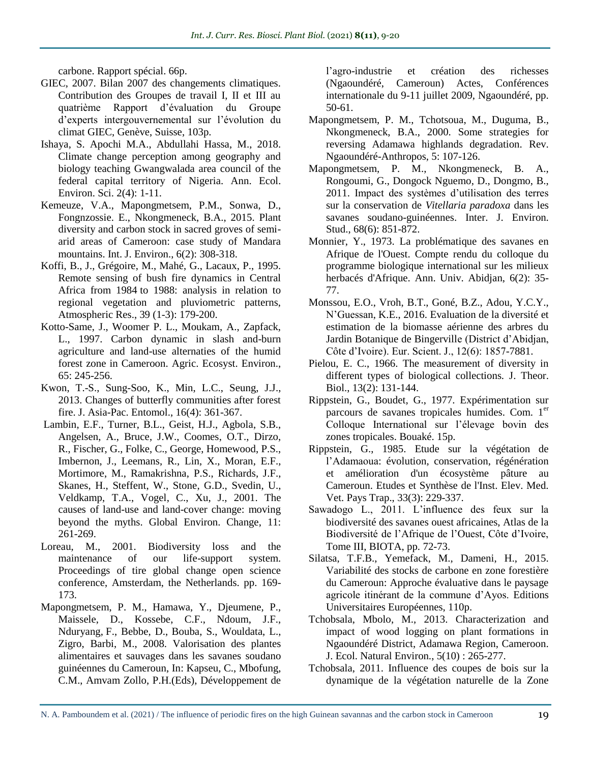carbone. Rapport spécial. 66p.

GIEC, 2007. Bilan 2007 des changements climatiques. Contribution des Groupes de travail I, II et III au quatrième Rapport d'évaluation du Groupe d'experts intergouvernemental sur l'évolution du climat GIEC, Genève, Suisse, 103p.

Ishaya, S. Apochi M.A., Abdullahi Hassa, M., 2018. Climate change perception among geography and biology teaching Gwangwalada area council of the federal capital territory of Nigeria. Ann. Ecol. Environ. Sci. 2(4): 1-11.

Kemeuze, V.A., Mapongmetsem, P.M., Sonwa, D., Fongnzossie. E., Nkongmeneck, B.A., 2015. Plant diversity and carbon stock in sacred groves of semi-arid areas of Cameroon: case study of Mandara mountains. Int. J. Environ., 6(2): 308-318.

Koffi, B., J., Grégoire, M., Mahé, G., Lacaux, P., 1995. Remote sensing of bush fire dynamics in Central Africa from 1984 to 1988: analysis in relation to regional vegetation and pluviometric patterns, Atmospheric Res., 39 (1-3): 179-200.

Kotto-Same, J., Woomer P. L., Moukam, A., Zapfack, L., 1997. Carbon dynamic in slash and-burn agriculture and land-use alternaties of the humid forest zone in Cameroon. Agric. Ecosyst. Environ., 65: 245-256.

Kwon, T.-S., Sung-Soo, K., Min, L.C., Seung, J.J., 2013. Changes of butterfly communities after forest fire. J. Asia-Pac. Entomol., 16(4): 361-367.

Lambin, E.F., Turner, B.L., Geist, H.J., Agbola, S.B., Angelsen, A., Bruce, J.W., Coomes, O.T., Dirzo, R., Fischer, G., Folke, C., George, Homewood, P.S., Imbernon, J., Leemans, R., Lin, X., Moran, E.F., Mortimore, M., Ramakrishna, P.S., Richards, J.F., Skanes, H., Steffent, W., Stone, G.D., Svedin, U., Veldkamp, T.A., Vogel, C., Xu, J., 2001. The causes of land-use and land-cover change: moving beyond the myths. Global Environ. Change, 11: 261-269.

Loreau, M., 2001. Biodiversity loss and the maintenance of our life-support system. Proceedings of tire global change open science conference, Amsterdam, the Netherlands. pp. 169-173.

Mapongmetsem, P. M., Hamawa, Y., Djeumene, P., Maissele, D., Kossebe, C.F., Ndoum, J.F., Nduryang, F., Bebbe, D., Bouba, S., Wouldata, L., Zigro, Barbi, M., 2008. Valorisation des plantes alimentaires et sauvages dans les savanes soudano guinéennes du Cameroun, In: Kapseu, C., Mbofung, C.M., Amvam Zollo, P.H.(Eds), Développement de l'agro-industrie et création des richesses (Ngaoundéré, Cameroun) Actes, Conférences internationale du 9-11 juillet 2009, Ngaoundéré, pp. 50-61.

Mapongmetsem, P. M., Tchotsoua, M., Duguma, B., Nkongmeneck, B.A., 2000. Some strategies for reversing Adamawa highlands degradation. Rev. Ngaoundéré-Anthropos, 5: 107-126.

Mapongmetsem, P. M., Nkongmeneck, B. A., Rongoumi, G., Dongock Nguemo, D., Dongmo, B., 2011. Impact des systèmes d'utilisation des terres sur la conservation de *Vitellaria paradoxa* dans les savanes soudano-guinéennes. Inter. J. Environ. Stud., 68(6): 851-872.

Monnier, Y., 1973. La problématique des savanes en Afrique de l'Ouest. Compte rendu du colloque du programme biologique international sur les milieux herbacés d'Afrique. Ann. Univ. Abidjan, 6(2): 35-77.

Monssou, E.O., Vroh, B.T., Goné, B.Z., Adou, Y.C.Y., N'Guessan, K.E., 2016. Evaluation de la diversité et estimation de la biomasse aérienne des arbres du Jardin Botanique de Bingerville (District d'Abidjan, Côte d'Ivoire). Eur. Scient. J., 12(6): 1857-7881.

Pielou, E. C., 1966. The measurement of diversity in different types of biological collections. J. Theor. Biol., 13(2): 131-144.

Rippstein, G., Boudet, G., 1977. Expérimentation sur parcours de savanes tropicales humides. Com. 1er Colloque International sur l'élevage bovin des zones tropicales. Bouaké. 15p.

Rippstein, G., 1985. Etude sur la végétation de l'Adamaoua: évolution, conservation, régénération et amélioration d'un écosystème pâture au Cameroun. Etudes et Synthèse de l'Inst. Elev. Med. Vet. Pays Trap., 33(3): 229-337.

Sawadogo L., 2011. L'influence des feux sur la biodiversité des savanes ouest africaines, Atlas de la Biodiversité de l'Afrique de l'Ouest, Côte d'Ivoire, Tome III, BIOTA, pp. 72-73.

Silatsa, T.F.B., Yemefack, M., Dameni, H., 2015. Variabilité des stocks de carbone en zone forestière du Cameroun: Approche évaluative dans le paysage agricole itinérant de la commune d'Ayos. Editions Universitaires Européennes, 110p.

Tchobsala, Mbolo, M., 2013. Characterization and impact of wood logging on plant formations in Ngaoundéré District, Adamawa Region, Cameroon. J. Ecol. Natural Environ., 5(10) : 265-277.

Tchobsala, 2011. Influence des coupes de bois sur la dynamique de la végétation naturelle de la Zone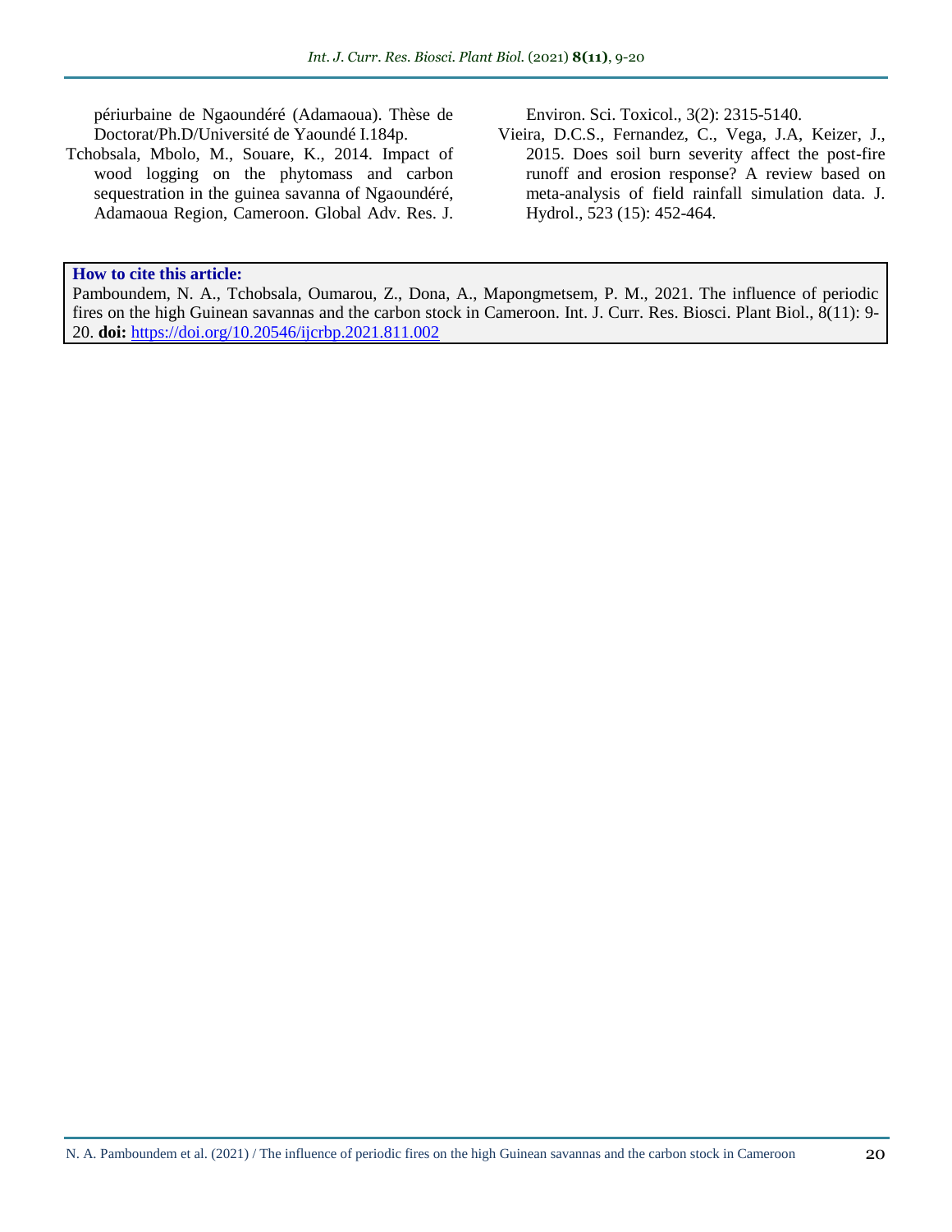périurbaine de Ngaoundéré (Adamaoua). Thèse de Doctorat/Ph.D/Université de Yaoundé I.184p.

Tchobsala, Mbolo, M., Souare, K., 2014. Impact of wood logging on the phytomass and carbon sequestration in the guinea savanna of Ngaoundéré, Adamaoua Region, Cameroon. Global Adv. Res. J. Environ. Sci. Toxicol., 3(2): 2315-5140.

Vieira, D.C.S., Fernandez, C., Vega, J.A, Keizer, J., 2015. Does soil burn severity affect the post-fire runoff and erosion response? A review based on meta-analysis of field rainfall simulation data. J. Hydrol., 523 (15): 452-464.

**How to cite this article:**

Pamboundem, N. A., Tchobsala, Oumarou, Z., Dona, A., Mapongmetsem, P. M., 2021. The influence of periodic fires on the high Guinean savannas and the carbon stock in Cameroon. Int. J. Curr. Res. Biosci. Plant Biol., 8(11): 9-20. **doi:** https://doi.org/10.20546/ijcrbp.2021.811.002